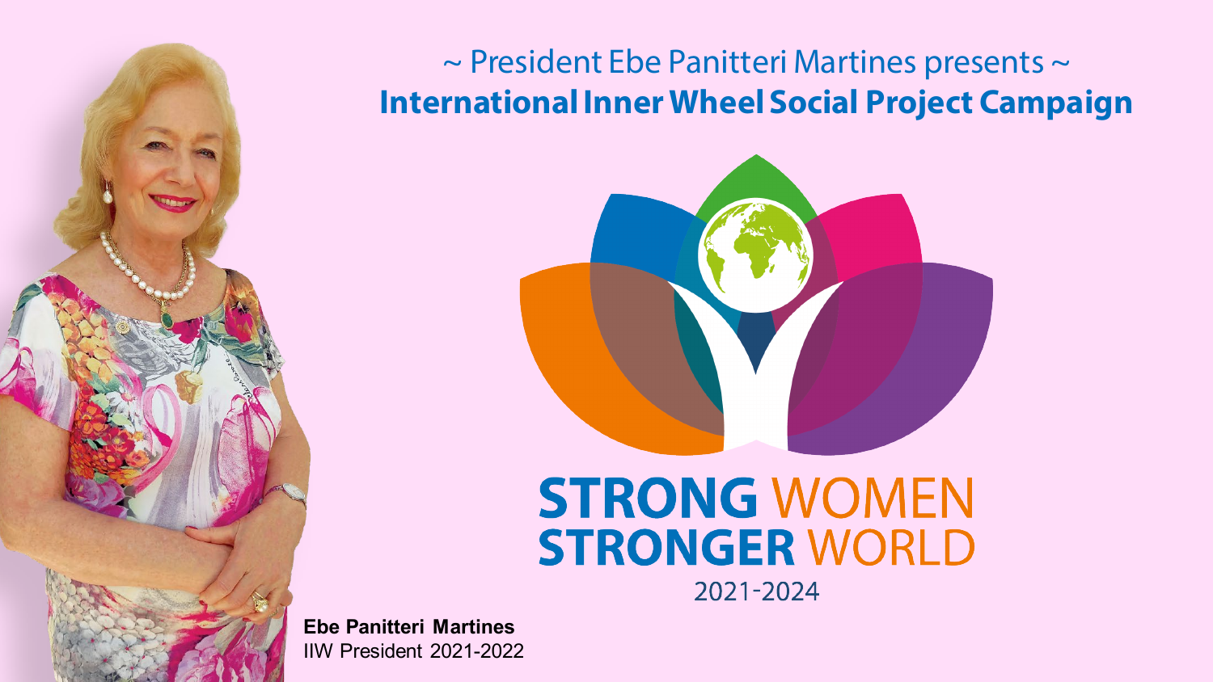~ President Ebe Panitteri Martines presents ~

# International Inner Wheel Social Project Campaign

**STRONG WOMEN STRONGER WORLD**

2021-2024

**Ebe Panitteri Martines**
IIW President 2021-2022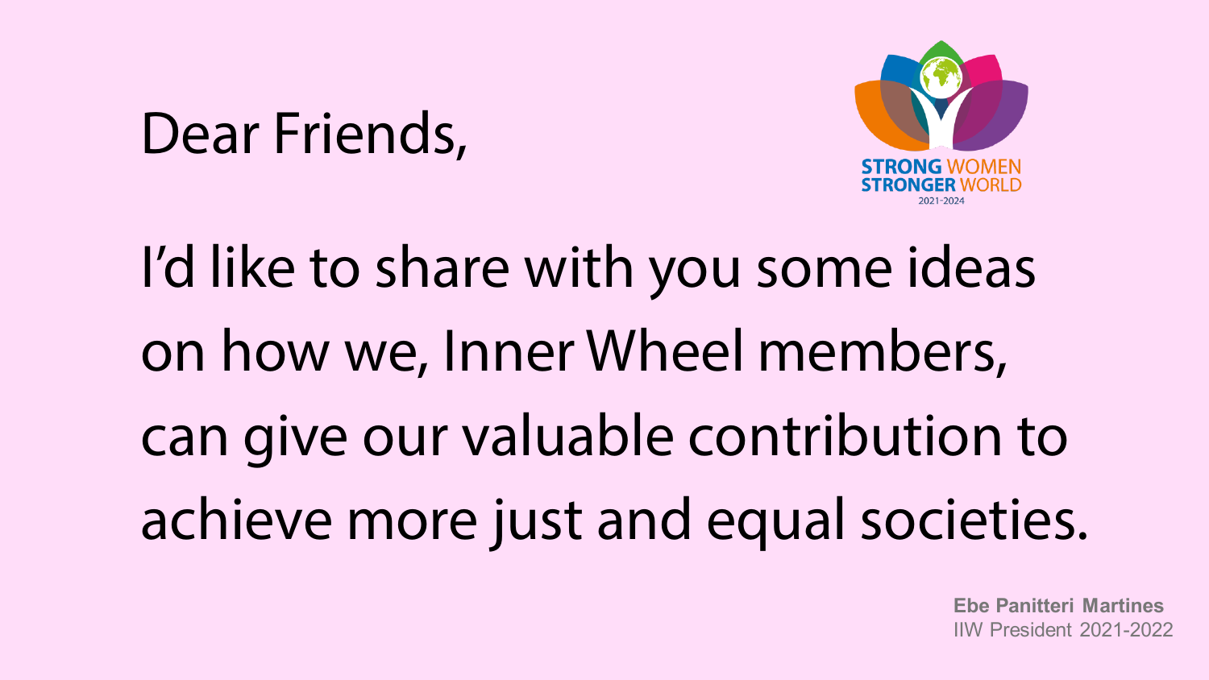Dear Friends,

STRONG WOMEN STRONGER WORLD
2021-2024

I'd like to share with you some ideas on how we, Inner Wheel members, can give our valuable contribution to achieve more just and equal societies.

**Ebe Panitteri Martines**
IIW President 2021-2022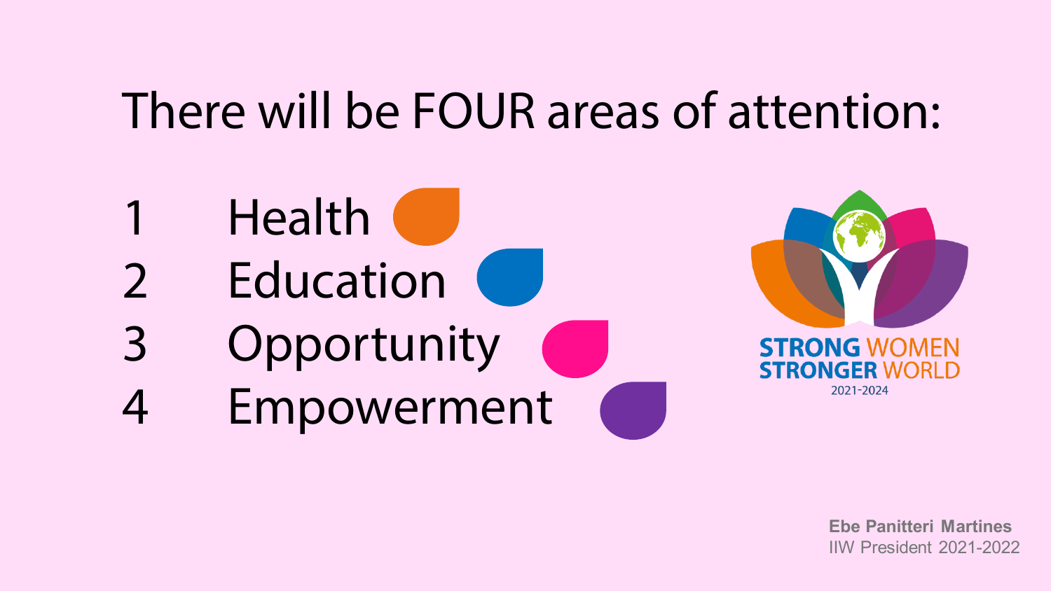# There will be FOUR areas of attention:

1. Health
2. Education
3. Opportunity
4. Empowerment

STRONG WOMEN STRONGER WORLD
2021-2024

**Ebe Panitteri Martines**
IIW President 2021-2022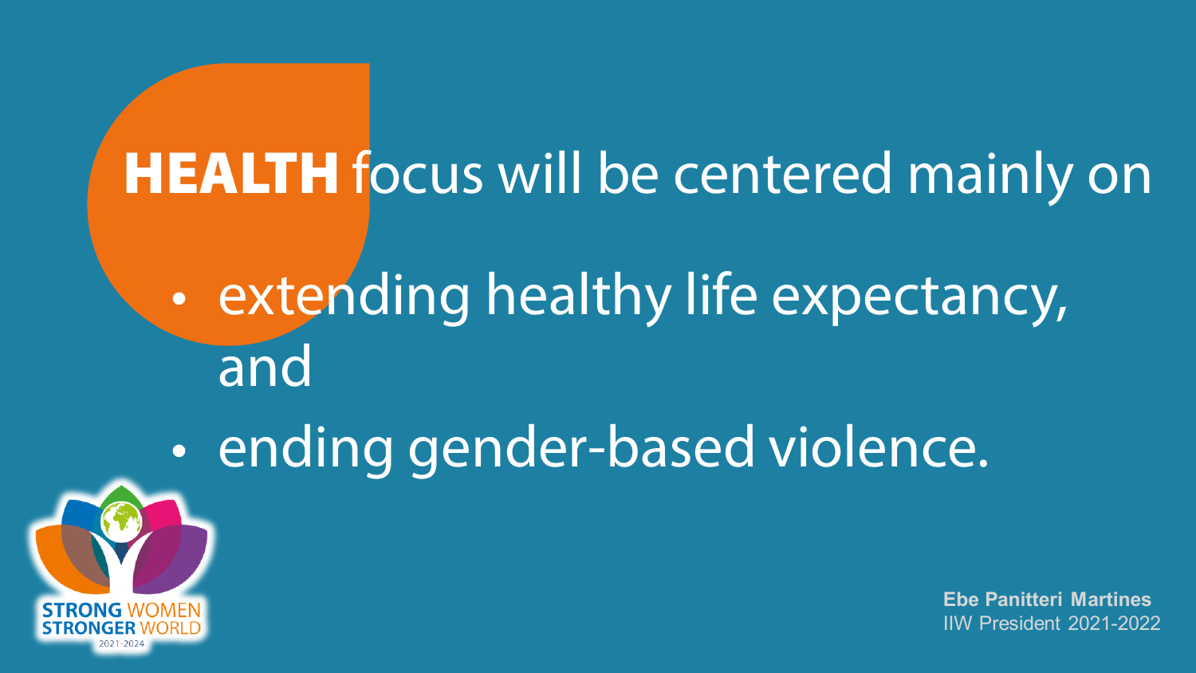**HEALTH** focus will be centered mainly on

- extending healthy life expectancy, and
- ending gender-based violence.

STRONG WOMEN STRONGER WORLD
2021-2024

**Ebe Panitteri Martines**
IIW President 2021-2022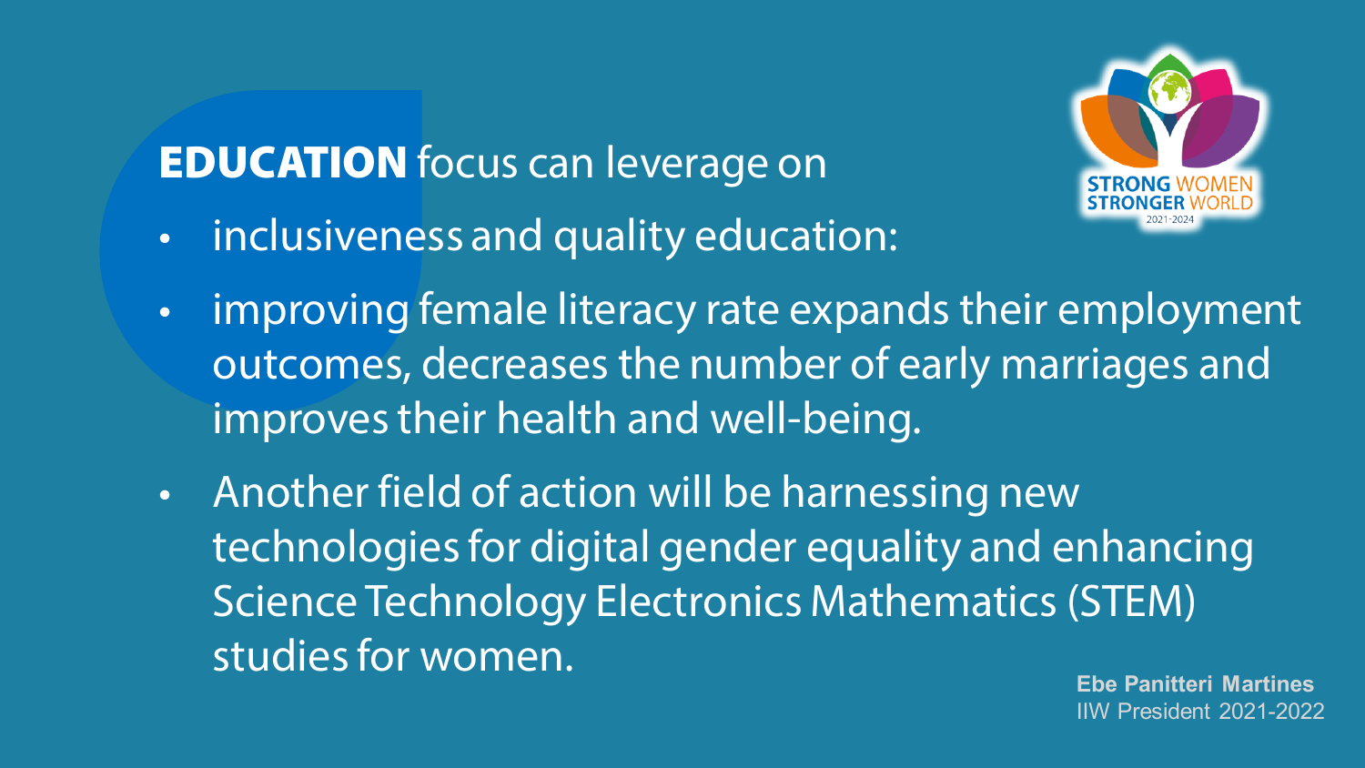**EDUCATION** focus can leverage on

- inclusiveness and quality education:
- improving female literacy rate expands their employment outcomes, decreases the number of early marriages and improves their health and well-being.
- Another field of action will be harnessing new technologies for digital gender equality and enhancing Science Technology Electronics Mathematics (STEM) studies for women.

STRONG WOMEN STRONGER WORLD 2021-2024

**Ebe Panitteri Martines**
IIW President 2021-2022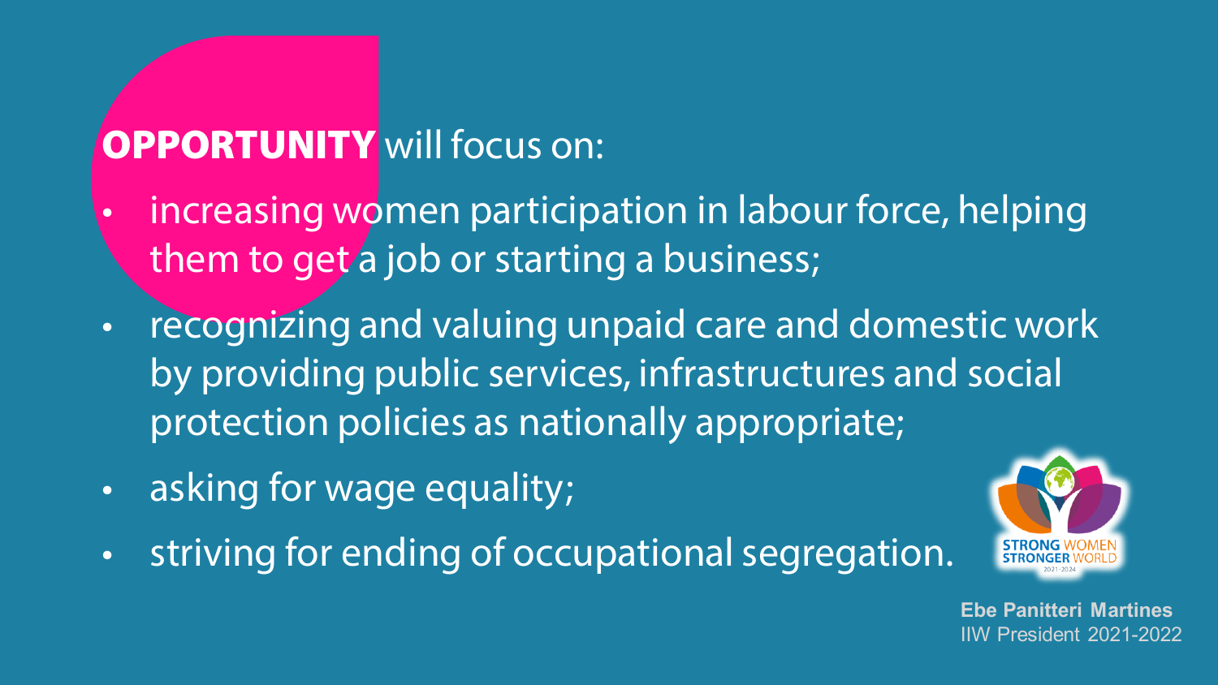**OPPORTUNITY** will focus on:

- increasing women participation in labour force, helping them to get a job or starting a business;
- recognizing and valuing unpaid care and domestic work by providing public services, infrastructures and social protection policies as nationally appropriate;
- asking for wage equality;
- striving for ending of occupational segregation.

STRONG WOMEN STRONGER WORLD 2021-2024

**Ebe Panitteri Martines**
IIW President 2021-2022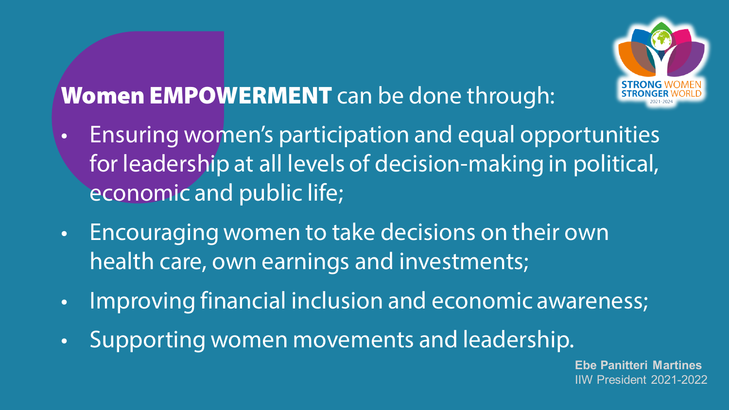**Women EMPOWERMENT** can be done through:

- Ensuring women's participation and equal opportunities for leadership at all levels of decision-making in political, economic and public life;
- Encouraging women to take decisions on their own health care, own earnings and investments;
- Improving financial inclusion and economic awareness;
- Supporting women movements and leadership.

**Ebe Panitteri Martines**
IIW President 2021-2022

STRONG WOMEN STRONGER WORLD
2021-2024